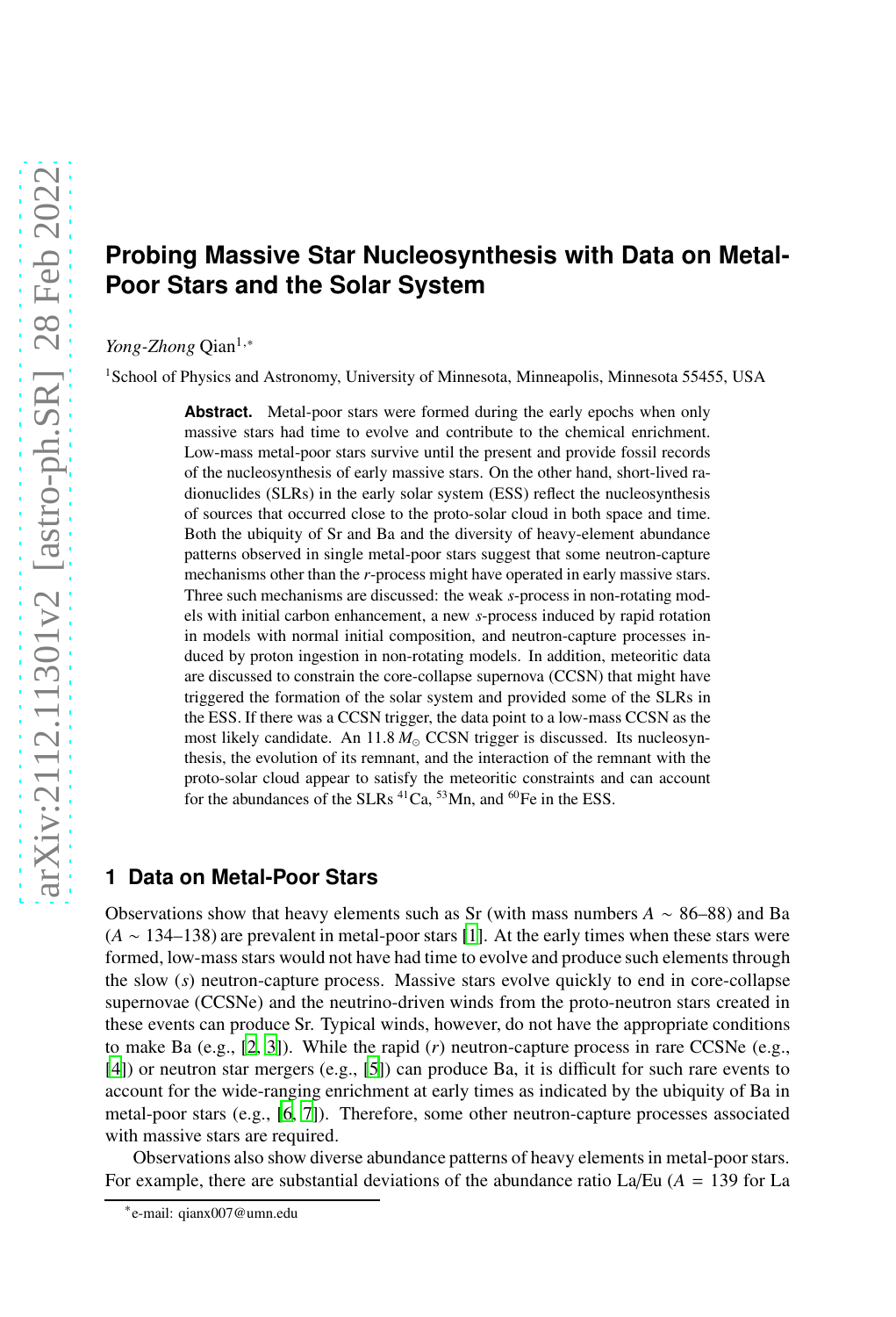# Probing Massive Star Nucleosynthesis with Data on Metal-Poor Stars and the Solar System

*Yong-Zhong* Qian[1,*]

[1]School of Physics and Astronomy, University of Minnesota, Minneapolis, Minnesota 55455, USA

**Abstract.** Metal-poor stars were formed during the early epochs when only massive stars had time to evolve and contribute to the chemical enrichment. Low-mass metal-poor stars survive until the present and provide fossil records of the nucleosynthesis of early massive stars. On the other hand, short-lived radionuclides (SLRs) in the early solar system (ESS) reflect the nucleosynthesis of sources that occurred close to the proto-solar cloud in both space and time. Both the ubiquity of Sr and Ba and the diversity of heavy-element abundance patterns observed in single metal-poor stars suggest that some neutron-capture mechanisms other than the *r*-process might have operated in early massive stars. Three such mechanisms are discussed: the weak *s*-process in non-rotating models with initial carbon enhancement, a new *s*-process induced by rapid rotation in models with normal initial composition, and neutron-capture processes induced by proton ingestion in non-rotating models. In addition, meteoritic data are discussed to constrain the core-collapse supernova (CCSN) that might have triggered the formation of the solar system and provided some of the SLRs in the ESS. If there was a CCSN trigger, the data point to a low-mass CCSN as the most likely candidate. An 11.8 $M_\odot$ CCSN trigger is discussed. Its nucleosynthesis, the evolution of its remnant, and the interaction of the remnant with the proto-solar cloud appear to satisfy the meteoritic constraints and can account for the abundances of the SLRs $^{41}$Ca, $^{53}$Mn, and $^{60}$Fe in the ESS.

## 1 Data on Metal-Poor Stars

Observations show that heavy elements such as Sr (with mass numbers $A \sim 86$–88) and Ba ($A \sim 134$–138) are prevalent in metal-poor stars [1]. At the early times when these stars were formed, low-mass stars would not have had time to evolve and produce such elements through the slow (*s*) neutron-capture process. Massive stars evolve quickly to end in core-collapse supernovae (CCSNe) and the neutrino-driven winds from the proto-neutron stars created in these events can produce Sr. Typical winds, however, do not have the appropriate conditions to make Ba (e.g., [2, 3]). While the rapid (*r*) neutron-capture process in rare CCSNe (e.g., [4]) or neutron star mergers (e.g., [5]) can produce Ba, it is difficult for such rare events to account for the wide-ranging enrichment at early times as indicated by the ubiquity of Ba in metal-poor stars (e.g., [6, 7]). Therefore, some other neutron-capture processes associated with massive stars are required.

Observations also show diverse abundance patterns of heavy elements in metal-poor stars. For example, there are substantial deviations of the abundance ratio La/Eu ($A = 139$ for La

*e-mail: qianx007@umn.edu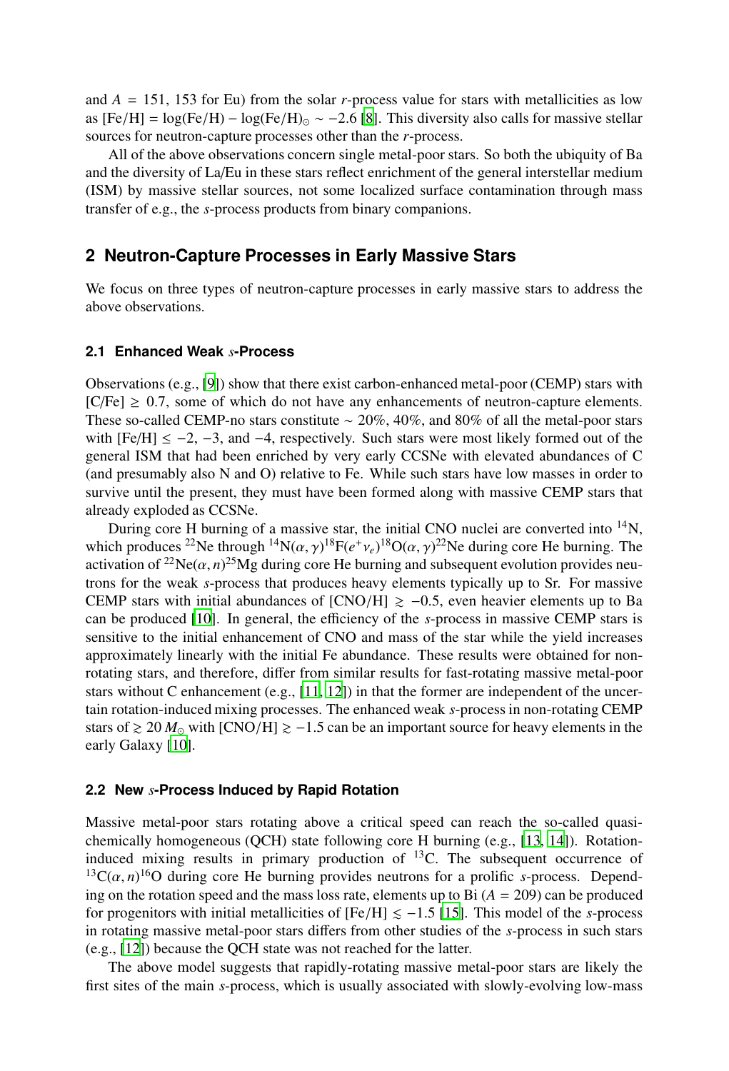and $A$ = 151, 153 for Eu) from the solar $r$-process value for stars with metallicities as low as [Fe/H] = log(Fe/H) − log(Fe/H)$_\odot$ ∼ −2.6 [8]. This diversity also calls for massive stellar sources for neutron-capture processes other than the $r$-process.

All of the above observations concern single metal-poor stars. So both the ubiquity of Ba and the diversity of La/Eu in these stars reflect enrichment of the general interstellar medium (ISM) by massive stellar sources, not some localized surface contamination through mass transfer of e.g., the $s$-process products from binary companions.

## 2 Neutron-Capture Processes in Early Massive Stars

We focus on three types of neutron-capture processes in early massive stars to address the above observations.

### 2.1 Enhanced Weak $s$-Process

Observations (e.g., [9]) show that there exist carbon-enhanced metal-poor (CEMP) stars with [C/Fe] ≥ 0.7, some of which do not have any enhancements of neutron-capture elements. These so-called CEMP-no stars constitute ∼ 20%, 40%, and 80% of all the metal-poor stars with [Fe/H] ≤ −2, −3, and −4, respectively. Such stars were most likely formed out of the general ISM that had been enriched by very early CCSNe with elevated abundances of C (and presumably also N and O) relative to Fe. While such stars have low masses in order to survive until the present, they must have been formed along with massive CEMP stars that already exploded as CCSNe.

During core H burning of a massive star, the initial CNO nuclei are converted into $^{14}$N, which produces $^{22}$Ne through $^{14}\mathrm{N}(\alpha,\gamma)^{18}\mathrm{F}(e^{+}\nu_e)^{18}\mathrm{O}(\alpha,\gamma)^{22}\mathrm{Ne}$ during core He burning. The activation of $^{22}\mathrm{Ne}(\alpha,n)^{25}\mathrm{Mg}$ during core He burning and subsequent evolution provides neutrons for the weak $s$-process that produces heavy elements typically up to Sr. For massive CEMP stars with initial abundances of [CNO/H] $\gtrsim -0.5$, even heavier elements up to Ba can be produced [10]. In general, the efficiency of the $s$-process in massive CEMP stars is sensitive to the initial enhancement of CNO and mass of the star while the yield increases approximately linearly with the initial Fe abundance. These results were obtained for non-rotating stars, and therefore, differ from similar results for fast-rotating massive metal-poor stars without C enhancement (e.g., [11, 12]) in that the former are independent of the uncertain rotation-induced mixing processes. The enhanced weak $s$-process in non-rotating CEMP stars of $\gtrsim 20\,M_\odot$ with [CNO/H] $\gtrsim -1.5$ can be an important source for heavy elements in the early Galaxy [10].

### 2.2 New $s$-Process Induced by Rapid Rotation

Massive metal-poor stars rotating above a critical speed can reach the so-called quasi-chemically homogeneous (QCH) state following core H burning (e.g., [13, 14]). Rotation-induced mixing results in primary production of $^{13}$C. The subsequent occurrence of $^{13}\mathrm{C}(\alpha,n)^{16}\mathrm{O}$ during core He burning provides neutrons for a prolific $s$-process. Depending on the rotation speed and the mass loss rate, elements up to Bi ($A$ = 209) can be produced for progenitors with initial metallicities of [Fe/H] $\lesssim -1.5$ [15]. This model of the $s$-process in rotating massive metal-poor stars differs from other studies of the $s$-process in such stars (e.g., [12]) because the QCH state was not reached for the latter.

The above model suggests that rapidly-rotating massive metal-poor stars are likely the first sites of the main $s$-process, which is usually associated with slowly-evolving low-mass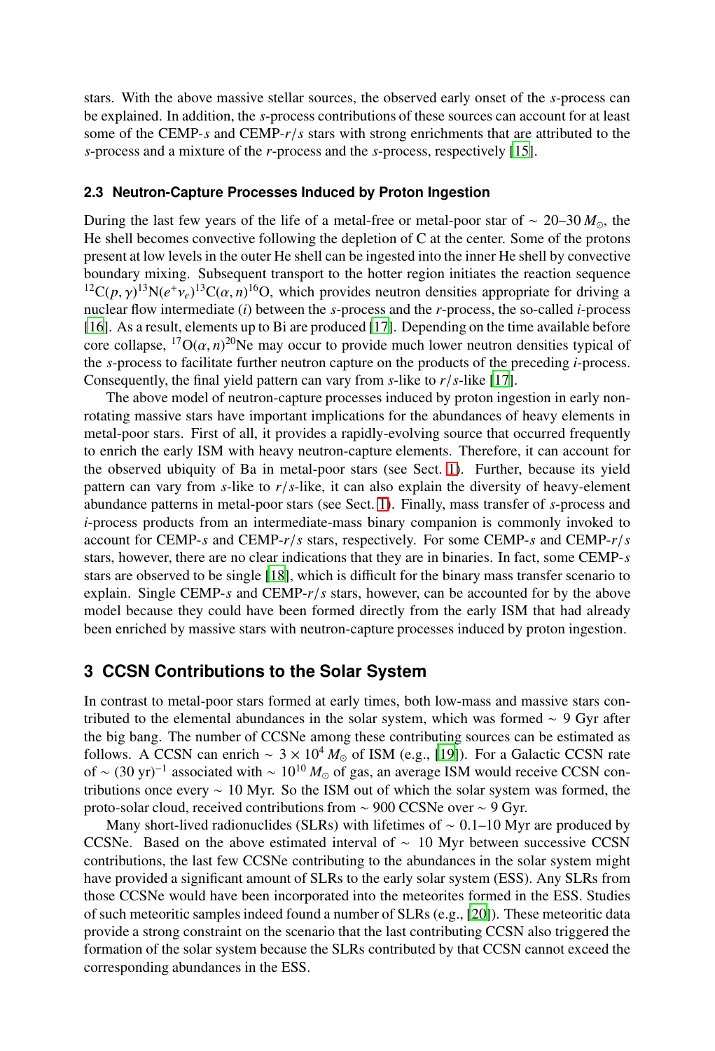stars. With the above massive stellar sources, the observed early onset of the *s*-process can be explained. In addition, the *s*-process contributions of these sources can account for at least some of the CEMP-*s* and CEMP-*r*/*s* stars with strong enrichments that are attributed to the *s*-process and a mixture of the *r*-process and the *s*-process, respectively [15].

### 2.3 Neutron-Capture Processes Induced by Proton Ingestion

During the last few years of the life of a metal-free or metal-poor star of $\sim$ 20–30 $M_\odot$, the He shell becomes convective following the depletion of C at the center. Some of the protons present at low levels in the outer He shell can be ingested into the inner He shell by convective boundary mixing. Subsequent transport to the hotter region initiates the reaction sequence $^{12}\mathrm{C}(p,\gamma)^{13}\mathrm{N}(e^{+}\nu_e)^{13}\mathrm{C}(\alpha,n)^{16}\mathrm{O}$, which provides neutron densities appropriate for driving a nuclear flow intermediate (*i*) between the *s*-process and the *r*-process, the so-called *i*-process [16]. As a result, elements up to Bi are produced [17]. Depending on the time available before core collapse, $^{17}\mathrm{O}(\alpha,n)^{20}\mathrm{Ne}$ may occur to provide much lower neutron densities typical of the *s*-process to facilitate further neutron capture on the products of the preceding *i*-process. Consequently, the final yield pattern can vary from *s*-like to *r*/*s*-like [17].

The above model of neutron-capture processes induced by proton ingestion in early non-rotating massive stars have important implications for the abundances of heavy elements in metal-poor stars. First of all, it provides a rapidly-evolving source that occurred frequently to enrich the early ISM with heavy neutron-capture elements. Therefore, it can account for the observed ubiquity of Ba in metal-poor stars (see Sect. 1). Further, because its yield pattern can vary from *s*-like to *r*/*s*-like, it can also explain the diversity of heavy-element abundance patterns in metal-poor stars (see Sect. 1). Finally, mass transfer of *s*-process and *i*-process products from an intermediate-mass binary companion is commonly invoked to account for CEMP-*s* and CEMP-*r*/*s* stars, respectively. For some CEMP-*s* and CEMP-*r*/*s* stars, however, there are no clear indications that they are in binaries. In fact, some CEMP-*s* stars are observed to be single [18], which is difficult for the binary mass transfer scenario to explain. Single CEMP-*s* and CEMP-*r*/*s* stars, however, can be accounted for by the above model because they could have been formed directly from the early ISM that had already been enriched by massive stars with neutron-capture processes induced by proton ingestion.

## 3 CCSN Contributions to the Solar System

In contrast to metal-poor stars formed at early times, both low-mass and massive stars contributed to the elemental abundances in the solar system, which was formed $\sim$ 9 Gyr after the big bang. The number of CCSNe among these contributing sources can be estimated as follows. A CCSN can enrich $\sim 3\times10^{4}\,M_\odot$ of ISM (e.g., [19]). For a Galactic CCSN rate of $\sim (30\ \mathrm{yr})^{-1}$ associated with $\sim 10^{10}\,M_\odot$ of gas, an average ISM would receive CCSN contributions once every $\sim$ 10 Myr. So the ISM out of which the solar system was formed, the proto-solar cloud, received contributions from $\sim$ 900 CCSNe over $\sim$ 9 Gyr.

Many short-lived radionuclides (SLRs) with lifetimes of $\sim$ 0.1–10 Myr are produced by CCSNe. Based on the above estimated interval of $\sim$ 10 Myr between successive CCSN contributions, the last few CCSNe contributing to the abundances in the solar system might have provided a significant amount of SLRs to the early solar system (ESS). Any SLRs from those CCSNe would have been incorporated into the meteorites formed in the ESS. Studies of such meteoritic samples indeed found a number of SLRs (e.g., [20]). These meteoritic data provide a strong constraint on the scenario that the last contributing CCSN also triggered the formation of the solar system because the SLRs contributed by that CCSN cannot exceed the corresponding abundances in the ESS.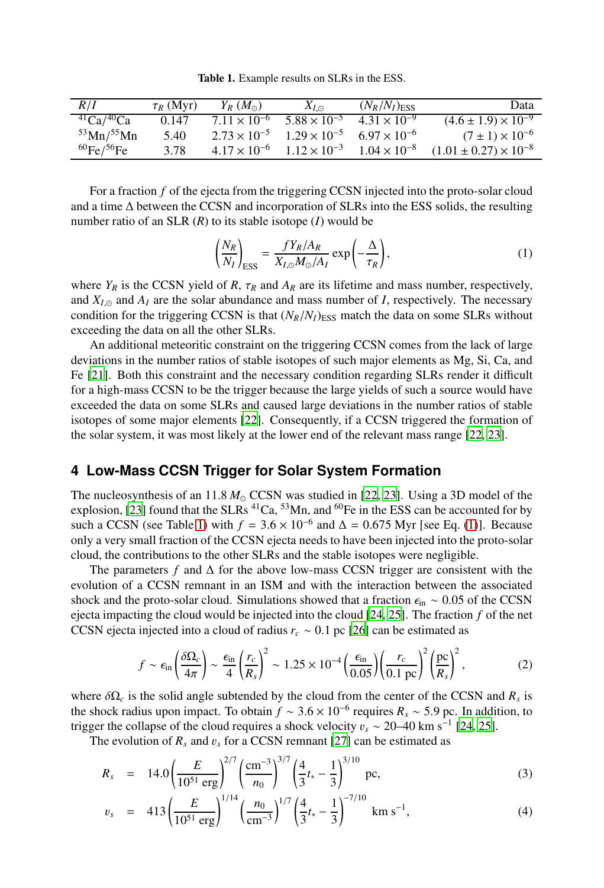**Table 1.** Example results on SLRs in the ESS.

| $R/I$ | $\tau_R$ (Myr) | $Y_R$ ($M_\odot$) | $X_{I,\odot}$ | $(N_R/N_I)_{\rm ESS}$ | Data |
|---|---|---|---|---|---|
| $^{41}$Ca/$^{40}$Ca | 0.147 | $7.11 \times 10^{-6}$ | $5.88 \times 10^{-5}$ | $4.31 \times 10^{-9}$ | $(4.6 \pm 1.9) \times 10^{-9}$ |
| $^{53}$Mn/$^{55}$Mn | 5.40 | $2.73 \times 10^{-5}$ | $1.29 \times 10^{-5}$ | $6.97 \times 10^{-6}$ | $(7 \pm 1) \times 10^{-6}$ |
| $^{60}$Fe/$^{56}$Fe | 3.78 | $4.17 \times 10^{-6}$ | $1.12 \times 10^{-3}$ | $1.04 \times 10^{-8}$ | $(1.01 \pm 0.27) \times 10^{-8}$ |

For a fraction $f$ of the ejecta from the triggering CCSN injected into the proto-solar cloud and a time $\Delta$ between the CCSN and incorporation of SLRs into the ESS solids, the resulting number ratio of an SLR ($R$) to its stable isotope ($I$) would be

$$\left(\frac{N_R}{N_I}\right)_{\rm ESS} = \frac{f Y_R/A_R}{X_{I,\odot} M_\odot/A_I} \exp\left(-\frac{\Delta}{\tau_R}\right), \tag{1}$$

where $Y_R$ is the CCSN yield of $R$, $\tau_R$ and $A_R$ are its lifetime and mass number, respectively, and $X_{I,\odot}$ and $A_I$ are the solar abundance and mass number of $I$, respectively. The necessary condition for the triggering CCSN is that $(N_R/N_I)_{\rm ESS}$ match the data on some SLRs without exceeding the data on all the other SLRs.

An additional meteoritic constraint on the triggering CCSN comes from the lack of large deviations in the number ratios of stable isotopes of such major elements as Mg, Si, Ca, and Fe [21]. Both this constraint and the necessary condition regarding SLRs render it difficult for a high-mass CCSN to be the trigger because the large yields of such a source would have exceeded the data on some SLRs and caused large deviations in the number ratios of stable isotopes of some major elements [22]. Consequently, if a CCSN triggered the formation of the solar system, it was most likely at the lower end of the relevant mass range [22, 23].

## 4 Low-Mass CCSN Trigger for Solar System Formation

The nucleosynthesis of an 11.8 $M_\odot$ CCSN was studied in [22, 23]. Using a 3D model of the explosion, [23] found that the SLRs $^{41}$Ca, $^{53}$Mn, and $^{60}$Fe in the ESS can be accounted for by such a CCSN (see Table 1) with $f = 3.6 \times 10^{-6}$ and $\Delta = 0.675$ Myr [see Eq. (1)]. Because only a very small fraction of the CCSN ejecta needs to have been injected into the proto-solar cloud, the contributions to the other SLRs and the stable isotopes were negligible.

The parameters $f$ and $\Delta$ for the above low-mass CCSN trigger are consistent with the evolution of a CCSN remnant in an ISM and with the interaction between the associated shock and the proto-solar cloud. Simulations showed that a fraction $\epsilon_{\rm in} \sim 0.05$ of the CCSN ejecta impacting the cloud would be injected into the cloud [24, 25]. The fraction $f$ of the net CCSN ejecta injected into a cloud of radius $r_c \sim 0.1$ pc [26] can be estimated as

$$f \sim \epsilon_{\rm in}\left(\frac{\delta\Omega_c}{4\pi}\right) \sim \frac{\epsilon_{\rm in}}{4}\left(\frac{r_c}{R_s}\right)^2 \sim 1.25 \times 10^{-4}\left(\frac{\epsilon_{\rm in}}{0.05}\right)\left(\frac{r_c}{0.1\ {\rm pc}}\right)^2\left(\frac{\rm pc}{R_s}\right)^2, \tag{2}$$

where $\delta\Omega_c$ is the solid angle subtended by the cloud from the center of the CCSN and $R_s$ is the shock radius upon impact. To obtain $f \sim 3.6 \times 10^{-6}$ requires $R_s \sim 5.9$ pc. In addition, to trigger the collapse of the cloud requires a shock velocity $v_s \sim 20$–$40$ km s$^{-1}$ [24, 25].

The evolution of $R_s$ and $v_s$ for a CCSN remnant [27] can be estimated as

$$R_s = 14.0\left(\frac{E}{10^{51}\ {\rm erg}}\right)^{2/7}\left(\frac{{\rm cm}^{-3}}{n_0}\right)^{3/7}\left(\frac{4}{3}t_* - \frac{1}{3}\right)^{3/10}\ {\rm pc}, \tag{3}$$

$$v_s = 413\left(\frac{E}{10^{51}\ {\rm erg}}\right)^{1/14}\left(\frac{n_0}{{\rm cm}^{-3}}\right)^{1/7}\left(\frac{4}{3}t_* - \frac{1}{3}\right)^{-7/10}\ {\rm km\ s}^{-1}, \tag{4}$$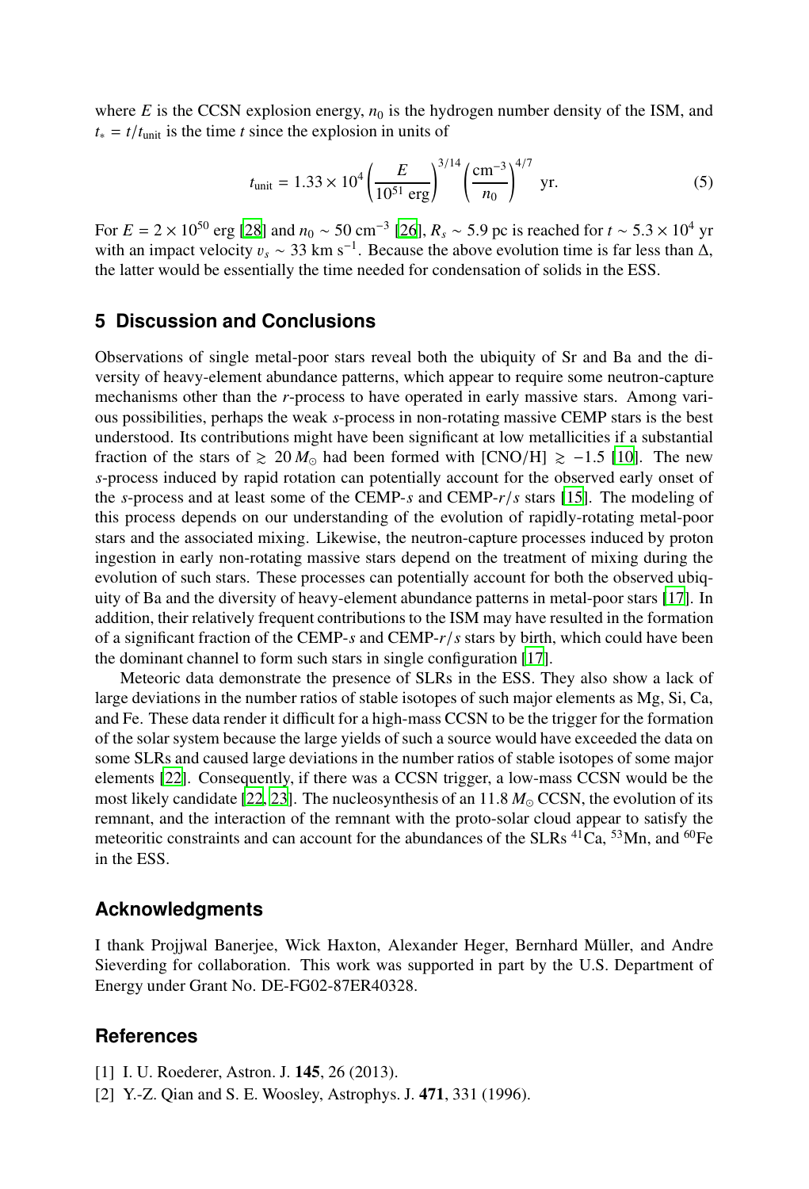where $E$ is the CCSN explosion energy, $n_0$ is the hydrogen number density of the ISM, and $t_* = t/t_{\rm unit}$ is the time $t$ since the explosion in units of

$$t_{\rm unit} = 1.33 \times 10^4 \left(\frac{E}{10^{51}\ {\rm erg}}\right)^{3/14} \left(\frac{{\rm cm}^{-3}}{n_0}\right)^{4/7}\ {\rm yr}. \tag{5}$$

For $E = 2 \times 10^{50}$ erg [28] and $n_0 \sim 50$ cm$^{-3}$ [26], $R_s \sim 5.9$ pc is reached for $t \sim 5.3 \times 10^4$ yr with an impact velocity $v_s \sim 33$ km s$^{-1}$. Because the above evolution time is far less than $\Delta$, the latter would be essentially the time needed for condensation of solids in the ESS.

## 5 Discussion and Conclusions

Observations of single metal-poor stars reveal both the ubiquity of Sr and Ba and the diversity of heavy-element abundance patterns, which appear to require some neutron-capture mechanisms other than the *r*-process to have operated in early massive stars. Among various possibilities, perhaps the weak *s*-process in non-rotating massive CEMP stars is the best understood. Its contributions might have been significant at low metallicities if a substantial fraction of the stars of $\gtrsim 20\, M_\odot$ had been formed with [CNO/H] $\gtrsim -1.5$ [10]. The new *s*-process induced by rapid rotation can potentially account for the observed early onset of the *s*-process and at least some of the CEMP-*s* and CEMP-*r*/*s* stars [15]. The modeling of this process depends on our understanding of the evolution of rapidly-rotating metal-poor stars and the associated mixing. Likewise, the neutron-capture processes induced by proton ingestion in early non-rotating massive stars depend on the treatment of mixing during the evolution of such stars. These processes can potentially account for both the observed ubiquity of Ba and the diversity of heavy-element abundance patterns in metal-poor stars [17]. In addition, their relatively frequent contributions to the ISM may have resulted in the formation of a significant fraction of the CEMP-*s* and CEMP-*r*/*s* stars by birth, which could have been the dominant channel to form such stars in single configuration [17].

Meteoric data demonstrate the presence of SLRs in the ESS. They also show a lack of large deviations in the number ratios of stable isotopes of such major elements as Mg, Si, Ca, and Fe. These data render it difficult for a high-mass CCSN to be the trigger for the formation of the solar system because the large yields of such a source would have exceeded the data on some SLRs and caused large deviations in the number ratios of stable isotopes of some major elements [22]. Consequently, if there was a CCSN trigger, a low-mass CCSN would be the most likely candidate [22, 23]. The nucleosynthesis of an $11.8\, M_\odot$ CCSN, the evolution of its remnant, and the interaction of the remnant with the proto-solar cloud appear to satisfy the meteoritic constraints and can account for the abundances of the SLRs $^{41}$Ca, $^{53}$Mn, and $^{60}$Fe in the ESS.

## Acknowledgments

I thank Projjwal Banerjee, Wick Haxton, Alexander Heger, Bernhard Müller, and Andre Sieverding for collaboration. This work was supported in part by the U.S. Department of Energy under Grant No. DE-FG02-87ER40328.

## References

[1] I. U. Roederer, Astron. J. **145**, 26 (2013).

[2] Y.-Z. Qian and S. E. Woosley, Astrophys. J. **471**, 331 (1996).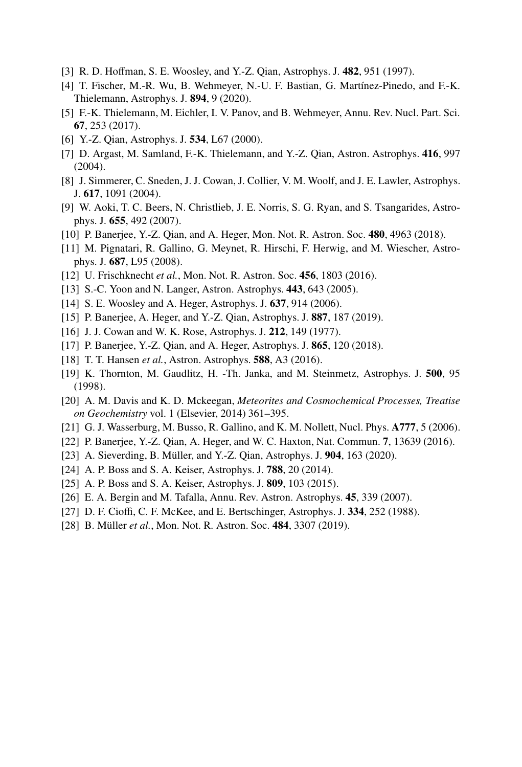[3] R. D. Hoffman, S. E. Woosley, and Y.-Z. Qian, Astrophys. J. **482**, 951 (1997).

[4] T. Fischer, M.-R. Wu, B. Wehmeyer, N.-U. F. Bastian, G. Martínez-Pinedo, and F.-K. Thielemann, Astrophys. J. **894**, 9 (2020).

[5] F.-K. Thielemann, M. Eichler, I. V. Panov, and B. Wehmeyer, Annu. Rev. Nucl. Part. Sci. **67**, 253 (2017).

[6] Y.-Z. Qian, Astrophys. J. **534**, L67 (2000).

[7] D. Argast, M. Samland, F.-K. Thielemann, and Y.-Z. Qian, Astron. Astrophys. **416**, 997 (2004).

[8] J. Simmerer, C. Sneden, J. J. Cowan, J. Collier, V. M. Woolf, and J. E. Lawler, Astrophys. J. **617**, 1091 (2004).

[9] W. Aoki, T. C. Beers, N. Christlieb, J. E. Norris, S. G. Ryan, and S. Tsangarides, Astrophys. J. **655**, 492 (2007).

[10] P. Banerjee, Y.-Z. Qian, and A. Heger, Mon. Not. R. Astron. Soc. **480**, 4963 (2018).

[11] M. Pignatari, R. Gallino, G. Meynet, R. Hirschi, F. Herwig, and M. Wiescher, Astrophys. J. **687**, L95 (2008).

[12] U. Frischknecht *et al.*, Mon. Not. R. Astron. Soc. **456**, 1803 (2016).

[13] S.-C. Yoon and N. Langer, Astron. Astrophys. **443**, 643 (2005).

[14] S. E. Woosley and A. Heger, Astrophys. J. **637**, 914 (2006).

[15] P. Banerjee, A. Heger, and Y.-Z. Qian, Astrophys. J. **887**, 187 (2019).

[16] J. J. Cowan and W. K. Rose, Astrophys. J. **212**, 149 (1977).

[17] P. Banerjee, Y.-Z. Qian, and A. Heger, Astrophys. J. **865**, 120 (2018).

[18] T. T. Hansen *et al.*, Astron. Astrophys. **588**, A3 (2016).

[19] K. Thornton, M. Gaudlitz, H. -Th. Janka, and M. Steinmetz, Astrophys. J. **500**, 95 (1998).

[20] A. M. Davis and K. D. Mckeegan, *Meteorites and Cosmochemical Processes, Treatise on Geochemistry* vol. 1 (Elsevier, 2014) 361–395.

[21] G. J. Wasserburg, M. Busso, R. Gallino, and K. M. Nollett, Nucl. Phys. **A777**, 5 (2006).

[22] P. Banerjee, Y.-Z. Qian, A. Heger, and W. C. Haxton, Nat. Commun. **7**, 13639 (2016).

[23] A. Sieverding, B. Müller, and Y.-Z. Qian, Astrophys. J. **904**, 163 (2020).

[24] A. P. Boss and S. A. Keiser, Astrophys. J. **788**, 20 (2014).

[25] A. P. Boss and S. A. Keiser, Astrophys. J. **809**, 103 (2015).

[26] E. A. Bergin and M. Tafalla, Annu. Rev. Astron. Astrophys. **45**, 339 (2007).

[27] D. F. Cioffi, C. F. McKee, and E. Bertschinger, Astrophys. J. **334**, 252 (1988).

[28] B. Müller *et al.*, Mon. Not. R. Astron. Soc. **484**, 3307 (2019).